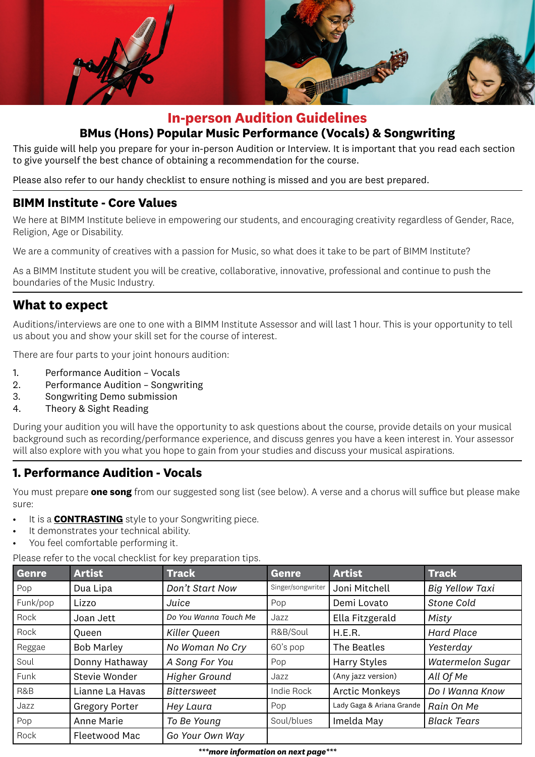# In-person Audition Guidelines

## BMus (Hons) Popular Music Performance (Vocals) & Songwriting

This guide will help you prepare for your in-person Audition or Interview. It is important that you read each section to give yourself the best chance of obtaining a recommendation for the course.

Please also refer to our handy checklist to ensure nothing is missed and you are best prepared.

## BIMM Institute - Core Values

We here at BIMM Institute believe in empowering our students, and encouraging creativity regardless of Gender, Race, Religion, Age or Disability.

We are a community of creatives with a passion for Music, so what does it take to be part of BIMM Institute?

As a BIMM Institute student you will be creative, collaborative, innovative, professional and continue to push the boundaries of the Music Industry.

## What to expect

Auditions/interviews are one to one with a BIMM Institute Assessor and will last 1 hour. This is your opportunity to tell us about you and show your skill set for the course of interest.

There are four parts to your joint honours audition:

1. Performance Audition – Vocals
2. Performance Audition – Songwriting
3. Songwriting Demo submission
4. Theory & Sight Reading

During your audition you will have the opportunity to ask questions about the course, provide details on your musical background such as recording/performance experience, and discuss genres you have a keen interest in. Your assessor will also explore with you what you hope to gain from your studies and discuss your musical aspirations.

## 1. Performance Audition - Vocals

You must prepare **one song** from our suggested song list (see below). A verse and a chorus will suffice but please make sure:

- It is a **CONTRASTING** style to your Songwriting piece.
- It demonstrates your technical ability.
- You feel comfortable performing it.

Please refer to the vocal checklist for key preparation tips.

| Genre | Artist | Track | Genre | Artist | Track |
|---|---|---|---|---|---|
| Pop | Dua Lipa | *Don't Start Now* | Singer/songwriter | Joni Mitchell | *Big Yellow Taxi* |
| Funk/pop | Lizzo | *Juice* | Pop | Demi Lovato | *Stone Cold* |
| Rock | Joan Jett | *Do You Wanna Touch Me* | Jazz | Ella Fitzgerald | *Misty* |
| Rock | Queen | *Killer Queen* | R&B/Soul | H.E.R. | *Hard Place* |
| Reggae | Bob Marley | *No Woman No Cry* | 60's pop | The Beatles | *Yesterday* |
| Soul | Donny Hathaway | *A Song For You* | Pop | Harry Styles | *Watermelon Sugar* |
| Funk | Stevie Wonder | *Higher Ground* | Jazz | (Any jazz version) | *All Of Me* |
| R&B | Lianne La Havas | *Bittersweet* | Indie Rock | Arctic Monkeys | *Do I Wanna Know* |
| Jazz | Gregory Porter | *Hey Laura* | Pop | Lady Gaga & Ariana Grande | *Rain On Me* |
| Pop | Anne Marie | *To Be Young* | Soul/blues | Imelda May | *Black Tears* |
| Rock | Fleetwood Mac | *Go Your Own Way* | | | |

***\*\*\*more information on next page\*\*\****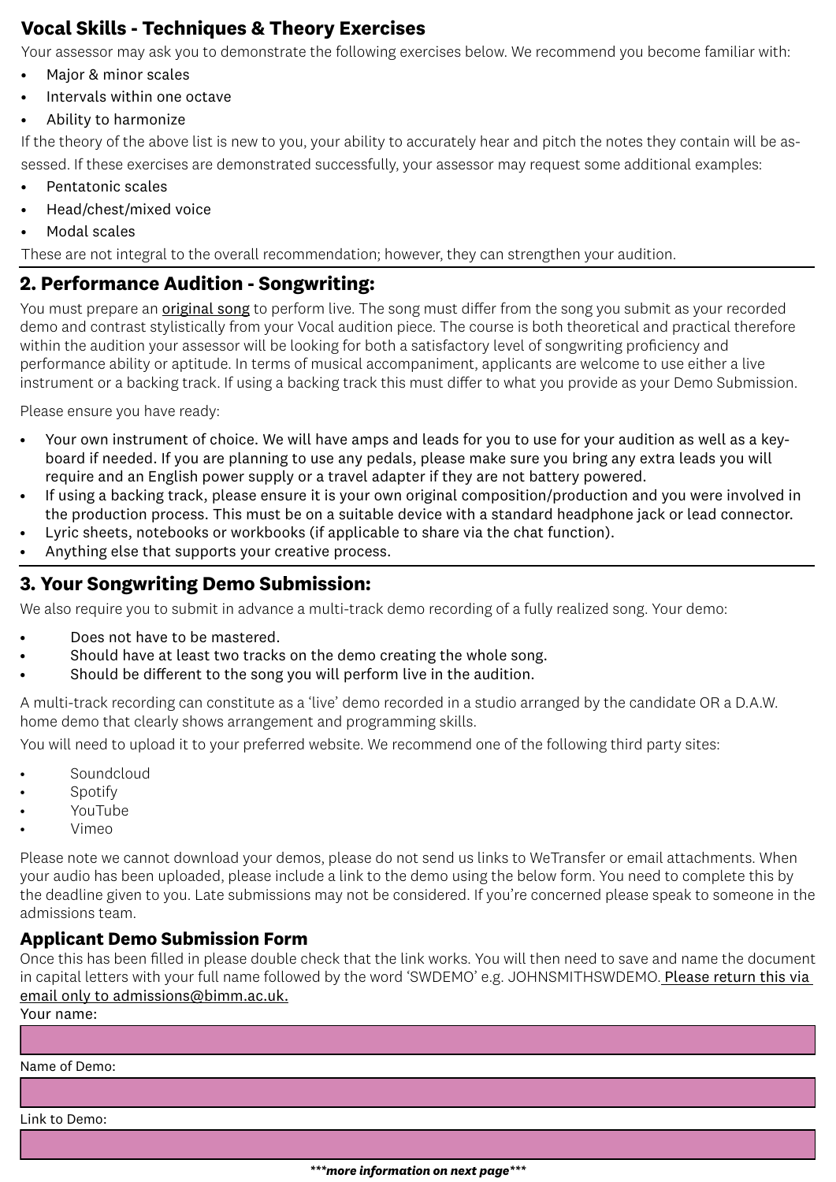## Vocal Skills - Techniques & Theory Exercises

Your assessor may ask you to demonstrate the following exercises below. We recommend you become familiar with:

- Major & minor scales
- Intervals within one octave
- Ability to harmonize

If the theory of the above list is new to you, your ability to accurately hear and pitch the notes they contain will be assessed. If these exercises are demonstrated successfully, your assessor may request some additional examples:

- Pentatonic scales
- Head/chest/mixed voice
- Modal scales

These are not integral to the overall recommendation; however, they can strengthen your audition.

## 2. Performance Audition - Songwriting:

You must prepare an original song to perform live. The song must differ from the song you submit as your recorded demo and contrast stylistically from your Vocal audition piece. The course is both theoretical and practical therefore within the audition your assessor will be looking for both a satisfactory level of songwriting proficiency and performance ability or aptitude. In terms of musical accompaniment, applicants are welcome to use either a live instrument or a backing track. If using a backing track this must differ to what you provide as your Demo Submission.

Please ensure you have ready:

- Your own instrument of choice. We will have amps and leads for you to use for your audition as well as a keyboard if needed. If you are planning to use any pedals, please make sure you bring any extra leads you will require and an English power supply or a travel adapter if they are not battery powered.
- If using a backing track, please ensure it is your own original composition/production and you were involved in the production process. This must be on a suitable device with a standard headphone jack or lead connector.
- Lyric sheets, notebooks or workbooks (if applicable to share via the chat function).
- Anything else that supports your creative process.

## 3. Your Songwriting Demo Submission:

We also require you to submit in advance a multi-track demo recording of a fully realized song. Your demo:

- Does not have to be mastered.
- Should have at least two tracks on the demo creating the whole song.
- Should be different to the song you will perform live in the audition.

A multi-track recording can constitute as a 'live' demo recorded in a studio arranged by the candidate OR a D.A.W. home demo that clearly shows arrangement and programming skills.

You will need to upload it to your preferred website. We recommend one of the following third party sites:

- Soundcloud
- Spotify
- YouTube
- Vimeo

Please note we cannot download your demos, please do not send us links to WeTransfer or email attachments. When your audio has been uploaded, please include a link to the demo using the below form. You need to complete this by the deadline given to you. Late submissions may not be considered. If you're concerned please speak to someone in the admissions team.

### Applicant Demo Submission Form

Once this has been filled in please double check that the link works. You will then need to save and name the document in capital letters with your full name followed by the word 'SWDEMO' e.g. JOHNSMITHSWDEMO. Please return this via email only to admissions@bimm.ac.uk.

Your name:

Name of Demo:

Link to Demo:

***more information on next page***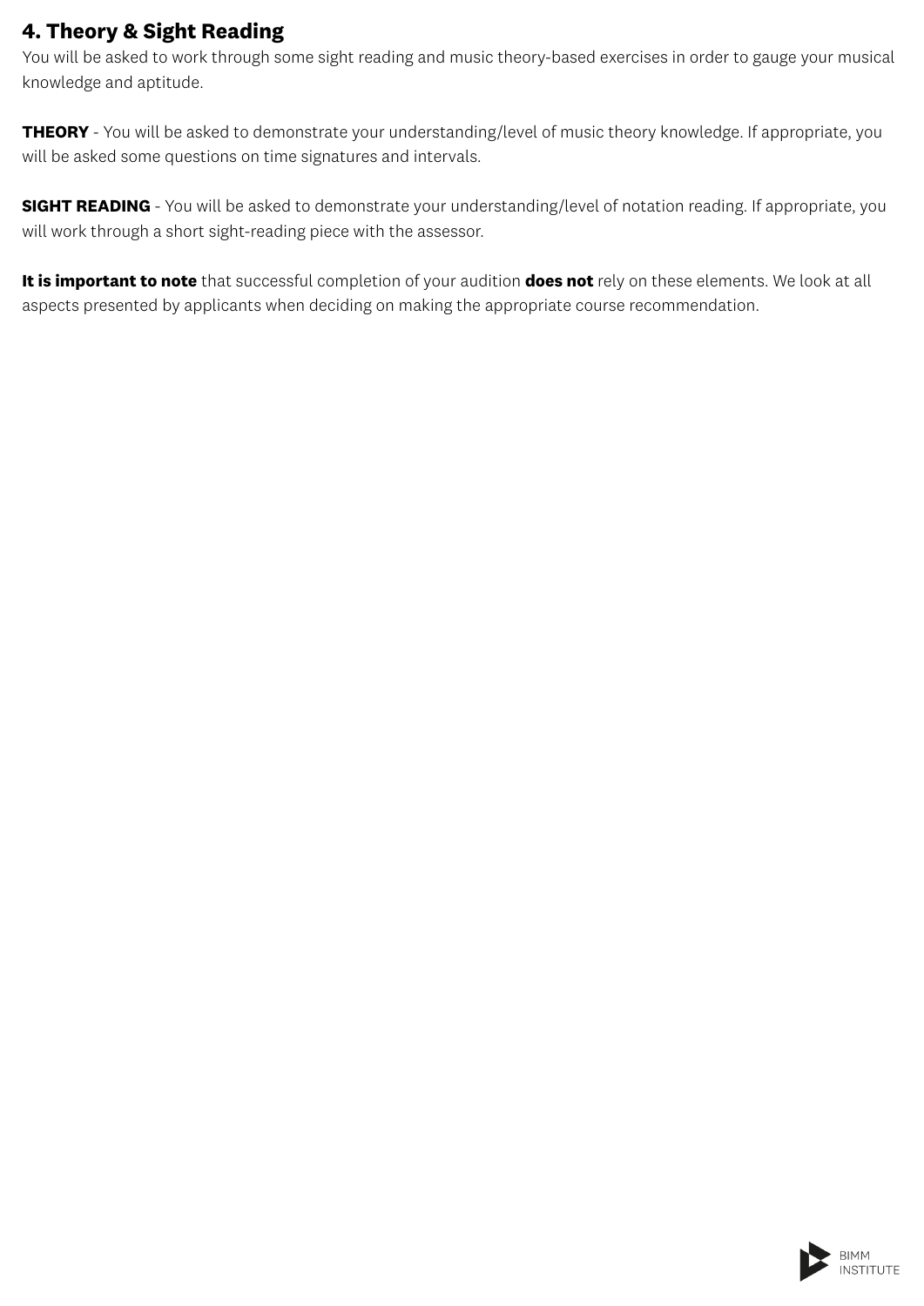## 4. Theory & Sight Reading

You will be asked to work through some sight reading and music theory-based exercises in order to gauge your musical knowledge and aptitude.

**THEORY** - You will be asked to demonstrate your understanding/level of music theory knowledge. If appropriate, you will be asked some questions on time signatures and intervals.

**SIGHT READING** - You will be asked to demonstrate your understanding/level of notation reading. If appropriate, you will work through a short sight-reading piece with the assessor.

**It is important to note** that successful completion of your audition **does not** rely on these elements. We look at all aspects presented by applicants when deciding on making the appropriate course recommendation.